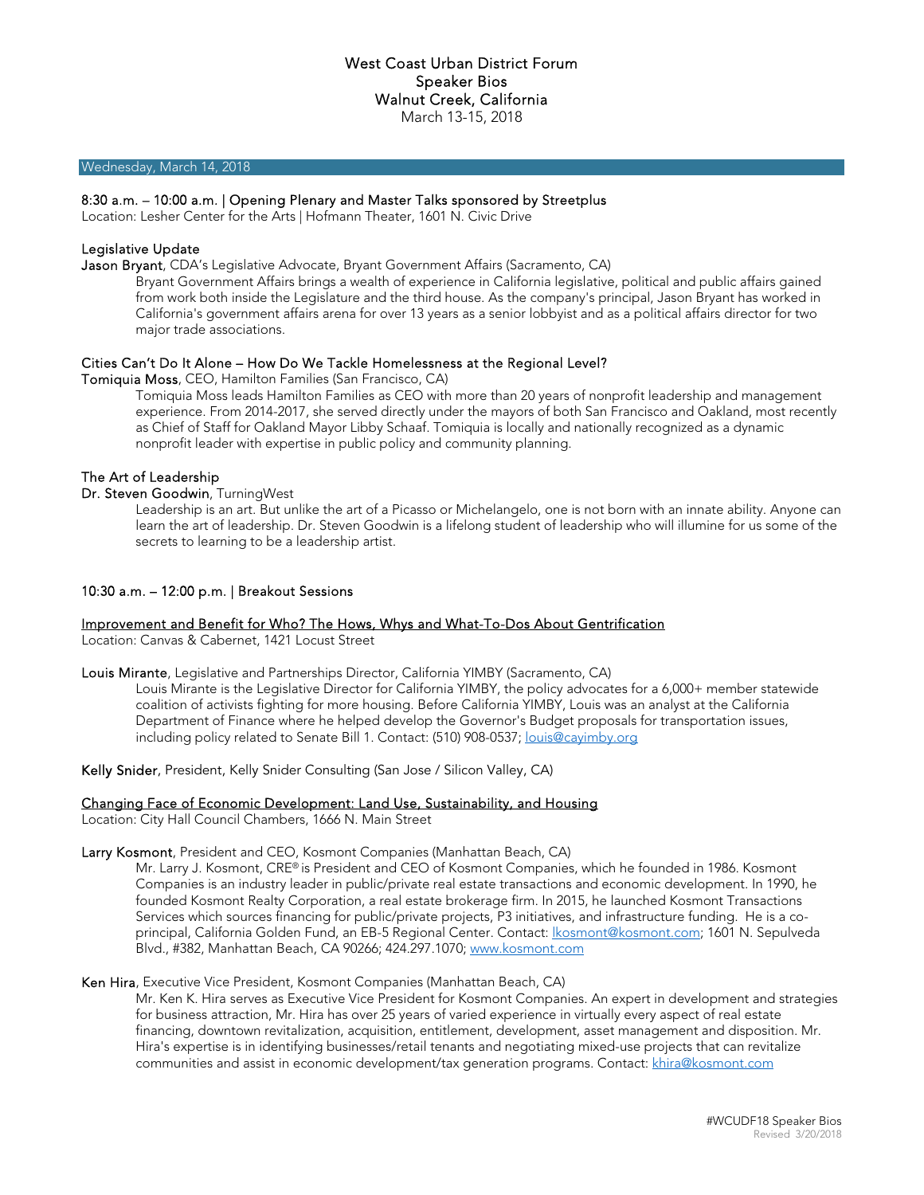# West Coast Urban District Forum
# Speaker Bios
# Walnut Creek, California

March 13-15, 2018

## Wednesday, March 14, 2018

### 8:30 a.m. – 10:00 a.m. | Opening Plenary and Master Talks sponsored by Streetplus

Location: Lesher Center for the Arts | Hofmann Theater, 1601 N. Civic Drive

#### Legislative Update

**Jason Bryant**, CDA's Legislative Advocate, Bryant Government Affairs (Sacramento, CA)

Bryant Government Affairs brings a wealth of experience in California legislative, political and public affairs gained from work both inside the Legislature and the third house. As the company's principal, Jason Bryant has worked in California's government affairs arena for over 13 years as a senior lobbyist and as a political affairs director for two major trade associations.

#### Cities Can't Do It Alone – How Do We Tackle Homelessness at the Regional Level?

**Tomiquia Moss**, CEO, Hamilton Families (San Francisco, CA)

Tomiquia Moss leads Hamilton Families as CEO with more than 20 years of nonprofit leadership and management experience. From 2014-2017, she served directly under the mayors of both San Francisco and Oakland, most recently as Chief of Staff for Oakland Mayor Libby Schaaf. Tomiquia is locally and nationally recognized as a dynamic nonprofit leader with expertise in public policy and community planning.

#### The Art of Leadership

**Dr. Steven Goodwin**, TurningWest

Leadership is an art. But unlike the art of a Picasso or Michelangelo, one is not born with an innate ability. Anyone can learn the art of leadership. Dr. Steven Goodwin is a lifelong student of leadership who will illumine for us some of the secrets to learning to be a leadership artist.

### 10:30 a.m. – 12:00 p.m. | Breakout Sessions

#### Improvement and Benefit for Who? The Hows, Whys and What-To-Dos About Gentrification

Location: Canvas & Cabernet, 1421 Locust Street

**Louis Mirante**, Legislative and Partnerships Director, California YIMBY (Sacramento, CA)

Louis Mirante is the Legislative Director for California YIMBY, the policy advocates for a 6,000+ member statewide coalition of activists fighting for more housing. Before California YIMBY, Louis was an analyst at the California Department of Finance where he helped develop the Governor's Budget proposals for transportation issues, including policy related to Senate Bill 1. Contact: (510) 908-0537; louis@cayimby.org

**Kelly Snider**, President, Kelly Snider Consulting (San Jose / Silicon Valley, CA)

#### Changing Face of Economic Development: Land Use, Sustainability, and Housing

Location: City Hall Council Chambers, 1666 N. Main Street

**Larry Kosmont**, President and CEO, Kosmont Companies (Manhattan Beach, CA)

Mr. Larry J. Kosmont, CRE® is President and CEO of Kosmont Companies, which he founded in 1986. Kosmont Companies is an industry leader in public/private real estate transactions and economic development. In 1990, he founded Kosmont Realty Corporation, a real estate brokerage firm. In 2015, he launched Kosmont Transactions Services which sources financing for public/private projects, P3 initiatives, and infrastructure funding. He is a co-principal, California Golden Fund, an EB-5 Regional Center. Contact: lkosmont@kosmont.com; 1601 N. Sepulveda Blvd., #382, Manhattan Beach, CA 90266; 424.297.1070; www.kosmont.com

**Ken Hira**, Executive Vice President, Kosmont Companies (Manhattan Beach, CA)

Mr. Ken K. Hira serves as Executive Vice President for Kosmont Companies. An expert in development and strategies for business attraction, Mr. Hira has over 25 years of varied experience in virtually every aspect of real estate financing, downtown revitalization, acquisition, entitlement, development, asset management and disposition. Mr. Hira's expertise is in identifying businesses/retail tenants and negotiating mixed-use projects that can revitalize communities and assist in economic development/tax generation programs. Contact: khira@kosmont.com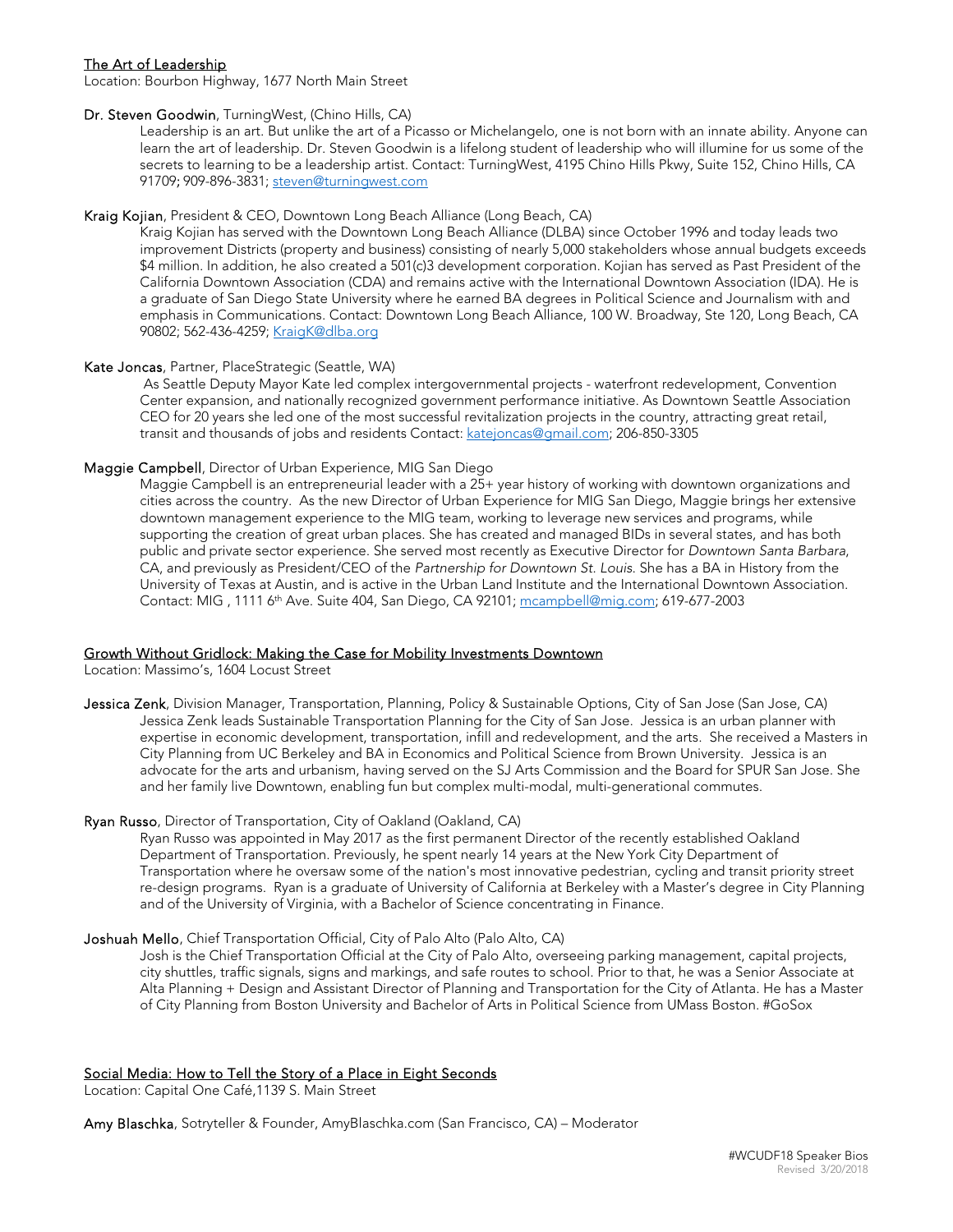## The Art of Leadership

Location: Bourbon Highway, 1677 North Main Street

**Dr. Steven Goodwin**, TurningWest, (Chino Hills, CA)

Leadership is an art. But unlike the art of a Picasso or Michelangelo, one is not born with an innate ability. Anyone can learn the art of leadership. Dr. Steven Goodwin is a lifelong student of leadership who will illumine for us some of the secrets to learning to be a leadership artist. Contact: TurningWest, 4195 Chino Hills Pkwy, Suite 152, Chino Hills, CA 91709; 909-896-3831; steven@turningwest.com

**Kraig Kojian**, President & CEO, Downtown Long Beach Alliance (Long Beach, CA)

Kraig Kojian has served with the Downtown Long Beach Alliance (DLBA) since October 1996 and today leads two improvement Districts (property and business) consisting of nearly 5,000 stakeholders whose annual budgets exceeds $4 million. In addition, he also created a 501(c)3 development corporation. Kojian has served as Past President of the California Downtown Association (CDA) and remains active with the International Downtown Association (IDA). He is a graduate of San Diego State University where he earned BA degrees in Political Science and Journalism with and emphasis in Communications. Contact: Downtown Long Beach Alliance, 100 W. Broadway, Ste 120, Long Beach, CA 90802; 562-436-4259; KraigK@dlba.org

**Kate Joncas**, Partner, PlaceStrategic (Seattle, WA)

As Seattle Deputy Mayor Kate led complex intergovernmental projects - waterfront redevelopment, Convention Center expansion, and nationally recognized government performance initiative. As Downtown Seattle Association CEO for 20 years she led one of the most successful revitalization projects in the country, attracting great retail, transit and thousands of jobs and residents Contact: katejoncas@gmail.com; 206-850-3305

**Maggie Campbell**, Director of Urban Experience, MIG San Diego

Maggie Campbell is an entrepreneurial leader with a 25+ year history of working with downtown organizations and cities across the country. As the new Director of Urban Experience for MIG San Diego, Maggie brings her extensive downtown management experience to the MIG team, working to leverage new services and programs, while supporting the creation of great urban places. She has created and managed BIDs in several states, and has both public and private sector experience. She served most recently as Executive Director for *Downtown Santa Barbara*, CA, and previously as President/CEO of the *Partnership for Downtown St. Louis.* She has a BA in History from the University of Texas at Austin, and is active in the Urban Land Institute and the International Downtown Association. Contact: MIG , 1111 6th Ave. Suite 404, San Diego, CA 92101; mcampbell@mig.com; 619-677-2003

## Growth Without Gridlock: Making the Case for Mobility Investments Downtown

Location: Massimo's, 1604 Locust Street

**Jessica Zenk**, Division Manager, Transportation, Planning, Policy & Sustainable Options, City of San Jose (San Jose, CA)

Jessica Zenk leads Sustainable Transportation Planning for the City of San Jose. Jessica is an urban planner with expertise in economic development, transportation, infill and redevelopment, and the arts. She received a Masters in City Planning from UC Berkeley and BA in Economics and Political Science from Brown University. Jessica is an advocate for the arts and urbanism, having served on the SJ Arts Commission and the Board for SPUR San Jose. She and her family live Downtown, enabling fun but complex multi-modal, multi-generational commutes.

**Ryan Russo**, Director of Transportation, City of Oakland (Oakland, CA)

Ryan Russo was appointed in May 2017 as the first permanent Director of the recently established Oakland Department of Transportation. Previously, he spent nearly 14 years at the New York City Department of Transportation where he oversaw some of the nation's most innovative pedestrian, cycling and transit priority street re-design programs. Ryan is a graduate of University of California at Berkeley with a Master's degree in City Planning and of the University of Virginia, with a Bachelor of Science concentrating in Finance.

**Joshuah Mello**, Chief Transportation Official, City of Palo Alto (Palo Alto, CA)

Josh is the Chief Transportation Official at the City of Palo Alto, overseeing parking management, capital projects, city shuttles, traffic signals, signs and markings, and safe routes to school. Prior to that, he was a Senior Associate at Alta Planning + Design and Assistant Director of Planning and Transportation for the City of Atlanta. He has a Master of City Planning from Boston University and Bachelor of Arts in Political Science from UMass Boston. #GoSox

## Social Media: How to Tell the Story of a Place in Eight Seconds

Location: Capital One Café,1139 S. Main Street

**Amy Blaschka**, Sotryteller & Founder, AmyBlaschka.com (San Francisco, CA) – Moderator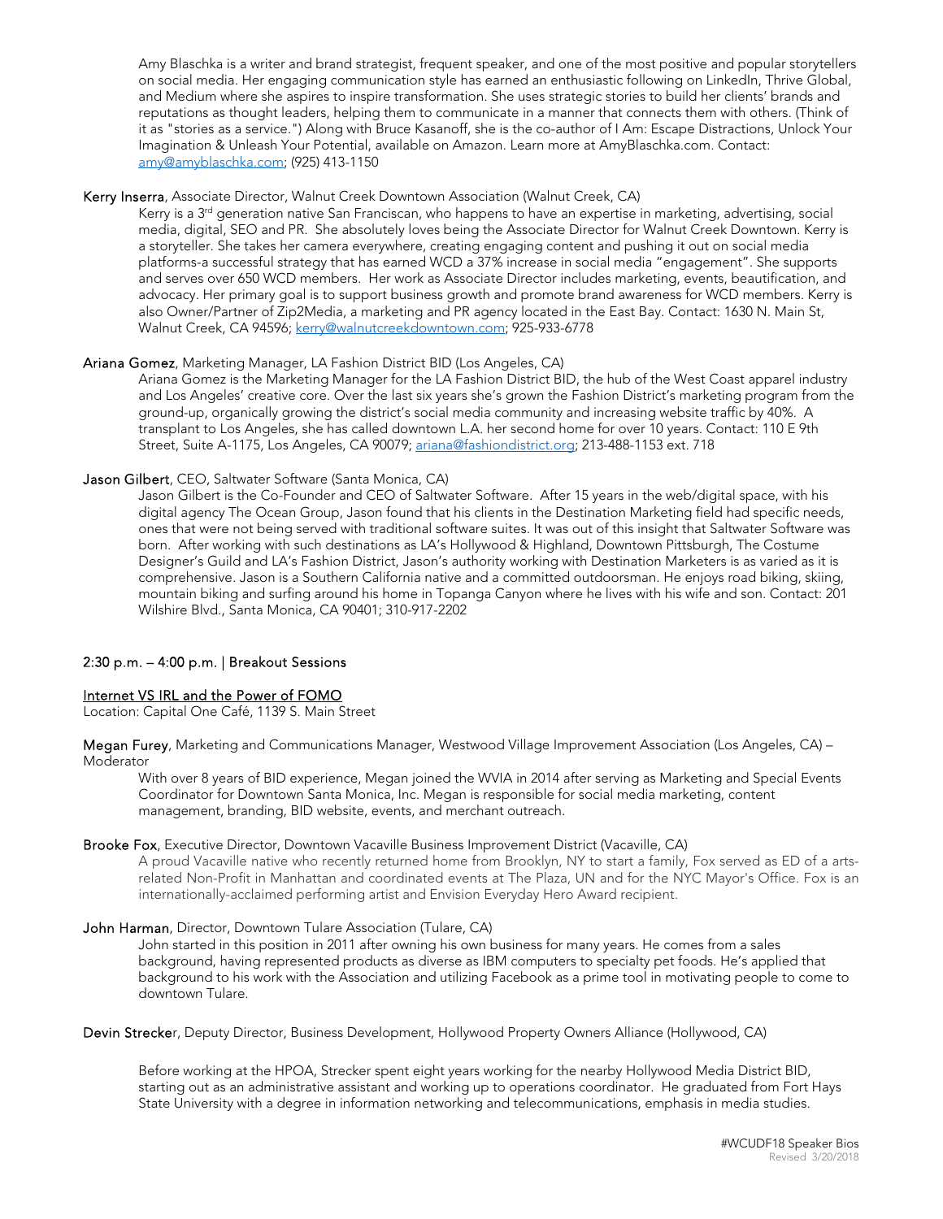Amy Blaschka is a writer and brand strategist, frequent speaker, and one of the most positive and popular storytellers on social media. Her engaging communication style has earned an enthusiastic following on LinkedIn, Thrive Global, and Medium where she aspires to inspire transformation. She uses strategic stories to build her clients' brands and reputations as thought leaders, helping them to communicate in a manner that connects them with others. (Think of it as "stories as a service.") Along with Bruce Kasanoff, she is the co-author of I Am: Escape Distractions, Unlock Your Imagination & Unleash Your Potential, available on Amazon. Learn more at AmyBlaschka.com. Contact: amy@amyblaschka.com; (925) 413-1150

**Kerry Inserra**, Associate Director, Walnut Creek Downtown Association (Walnut Creek, CA)

Kerry is a 3rd generation native San Franciscan, who happens to have an expertise in marketing, advertising, social media, digital, SEO and PR. She absolutely loves being the Associate Director for Walnut Creek Downtown. Kerry is a storyteller. She takes her camera everywhere, creating engaging content and pushing it out on social media platforms-a successful strategy that has earned WCD a 37% increase in social media "engagement". She supports and serves over 650 WCD members. Her work as Associate Director includes marketing, events, beautification, and advocacy. Her primary goal is to support business growth and promote brand awareness for WCD members. Kerry is also Owner/Partner of Zip2Media, a marketing and PR agency located in the East Bay. Contact: 1630 N. Main St, Walnut Creek, CA 94596; kerry@walnutcreekdowntown.com; 925-933-6778

**Ariana Gomez**, Marketing Manager, LA Fashion District BID (Los Angeles, CA)

Ariana Gomez is the Marketing Manager for the LA Fashion District BID, the hub of the West Coast apparel industry and Los Angeles' creative core. Over the last six years she's grown the Fashion District's marketing program from the ground-up, organically growing the district's social media community and increasing website traffic by 40%. A transplant to Los Angeles, she has called downtown L.A. her second home for over 10 years. Contact: 110 E 9th Street, Suite A-1175, Los Angeles, CA 90079; ariana@fashiondistrict.org; 213-488-1153 ext. 718

**Jason Gilbert**, CEO, Saltwater Software (Santa Monica, CA)

Jason Gilbert is the Co-Founder and CEO of Saltwater Software. After 15 years in the web/digital space, with his digital agency The Ocean Group, Jason found that his clients in the Destination Marketing field had specific needs, ones that were not being served with traditional software suites. It was out of this insight that Saltwater Software was born. After working with such destinations as LA's Hollywood & Highland, Downtown Pittsburgh, The Costume Designer's Guild and LA's Fashion District, Jason's authority working with Destination Marketers is as varied as it is comprehensive. Jason is a Southern California native and a committed outdoorsman. He enjoys road biking, skiing, mountain biking and surfing around his home in Topanga Canyon where he lives with his wife and son. Contact: 201 Wilshire Blvd., Santa Monica, CA 90401; 310-917-2202

## 2:30 p.m. – 4:00 p.m. | Breakout Sessions

### Internet VS IRL and the Power of FOMO

Location: Capital One Café, 1139 S. Main Street

**Megan Furey**, Marketing and Communications Manager, Westwood Village Improvement Association (Los Angeles, CA) – Moderator

With over 8 years of BID experience, Megan joined the WVIA in 2014 after serving as Marketing and Special Events Coordinator for Downtown Santa Monica, Inc. Megan is responsible for social media marketing, content management, branding, BID website, events, and merchant outreach.

**Brooke Fox**, Executive Director, Downtown Vacaville Business Improvement District (Vacaville, CA)

A proud Vacaville native who recently returned home from Brooklyn, NY to start a family, Fox served as ED of a arts-related Non-Profit in Manhattan and coordinated events at The Plaza, UN and for the NYC Mayor's Office. Fox is an internationally-acclaimed performing artist and Envision Everyday Hero Award recipient.

**John Harman**, Director, Downtown Tulare Association (Tulare, CA)

John started in this position in 2011 after owning his own business for many years. He comes from a sales background, having represented products as diverse as IBM computers to specialty pet foods. He's applied that background to his work with the Association and utilizing Facebook as a prime tool in motivating people to come to downtown Tulare.

**Devin Strecker**, Deputy Director, Business Development, Hollywood Property Owners Alliance (Hollywood, CA)

Before working at the HPOA, Strecker spent eight years working for the nearby Hollywood Media District BID, starting out as an administrative assistant and working up to operations coordinator. He graduated from Fort Hays State University with a degree in information networking and telecommunications, emphasis in media studies.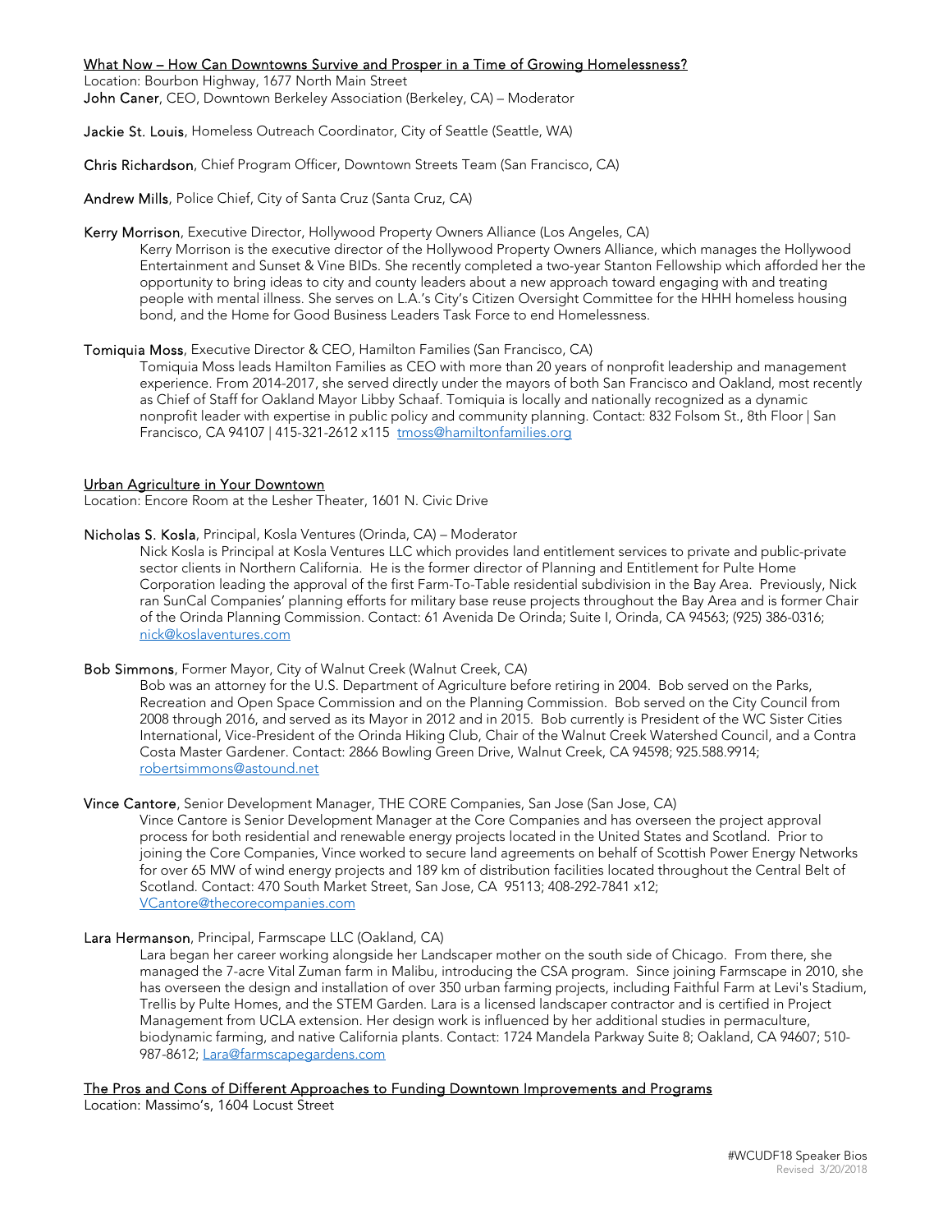## What Now – How Can Downtowns Survive and Prosper in a Time of Growing Homelessness?

Location: Bourbon Highway, 1677 North Main Street

**John Caner**, CEO, Downtown Berkeley Association (Berkeley, CA) – Moderator

**Jackie St. Louis**, Homeless Outreach Coordinator, City of Seattle (Seattle, WA)

**Chris Richardson**, Chief Program Officer, Downtown Streets Team (San Francisco, CA)

**Andrew Mills**, Police Chief, City of Santa Cruz (Santa Cruz, CA)

**Kerry Morrison**, Executive Director, Hollywood Property Owners Alliance (Los Angeles, CA)

Kerry Morrison is the executive director of the Hollywood Property Owners Alliance, which manages the Hollywood Entertainment and Sunset & Vine BIDs. She recently completed a two-year Stanton Fellowship which afforded her the opportunity to bring ideas to city and county leaders about a new approach toward engaging with and treating people with mental illness. She serves on L.A.'s City's Citizen Oversight Committee for the HHH homeless housing bond, and the Home for Good Business Leaders Task Force to end Homelessness.

**Tomiquia Moss**, Executive Director & CEO, Hamilton Families (San Francisco, CA)

Tomiquia Moss leads Hamilton Families as CEO with more than 20 years of nonprofit leadership and management experience. From 2014-2017, she served directly under the mayors of both San Francisco and Oakland, most recently as Chief of Staff for Oakland Mayor Libby Schaaf. Tomiquia is locally and nationally recognized as a dynamic nonprofit leader with expertise in public policy and community planning. Contact: 832 Folsom St., 8th Floor | San Francisco, CA 94107 | 415-321-2612 x115 tmoss@hamiltonfamilies.org

## Urban Agriculture in Your Downtown

Location: Encore Room at the Lesher Theater, 1601 N. Civic Drive

**Nicholas S. Kosla**, Principal, Kosla Ventures (Orinda, CA) – Moderator

Nick Kosla is Principal at Kosla Ventures LLC which provides land entitlement services to private and public-private sector clients in Northern California. He is the former director of Planning and Entitlement for Pulte Home Corporation leading the approval of the first Farm-To-Table residential subdivision in the Bay Area. Previously, Nick ran SunCal Companies' planning efforts for military base reuse projects throughout the Bay Area and is former Chair of the Orinda Planning Commission. Contact: 61 Avenida De Orinda; Suite I, Orinda, CA 94563; (925) 386-0316; nick@koslaventures.com

**Bob Simmons**, Former Mayor, City of Walnut Creek (Walnut Creek, CA)

Bob was an attorney for the U.S. Department of Agriculture before retiring in 2004. Bob served on the Parks, Recreation and Open Space Commission and on the Planning Commission. Bob served on the City Council from 2008 through 2016, and served as its Mayor in 2012 and in 2015. Bob currently is President of the WC Sister Cities International, Vice-President of the Orinda Hiking Club, Chair of the Walnut Creek Watershed Council, and a Contra Costa Master Gardener. Contact: 2866 Bowling Green Drive, Walnut Creek, CA 94598; 925.588.9914; robertsimmons@astound.net

**Vince Cantore**, Senior Development Manager, THE CORE Companies, San Jose (San Jose, CA)

Vince Cantore is Senior Development Manager at the Core Companies and has overseen the project approval process for both residential and renewable energy projects located in the United States and Scotland. Prior to joining the Core Companies, Vince worked to secure land agreements on behalf of Scottish Power Energy Networks for over 65 MW of wind energy projects and 189 km of distribution facilities located throughout the Central Belt of Scotland. Contact: 470 South Market Street, San Jose, CA 95113; 408-292-7841 x12; VCantore@thecorecompanies.com

**Lara Hermanson**, Principal, Farmscape LLC (Oakland, CA)

Lara began her career working alongside her Landscaper mother on the south side of Chicago. From there, she managed the 7-acre Vital Zuman farm in Malibu, introducing the CSA program. Since joining Farmscape in 2010, she has overseen the design and installation of over 350 urban farming projects, including Faithful Farm at Levi's Stadium, Trellis by Pulte Homes, and the STEM Garden. Lara is a licensed landscaper contractor and is certified in Project Management from UCLA extension. Her design work is influenced by her additional studies in permaculture, biodynamic farming, and native California plants. Contact: 1724 Mandela Parkway Suite 8; Oakland, CA 94607; 510-987-8612; Lara@farmscapegardens.com

## The Pros and Cons of Different Approaches to Funding Downtown Improvements and Programs

Location: Massimo's, 1604 Locust Street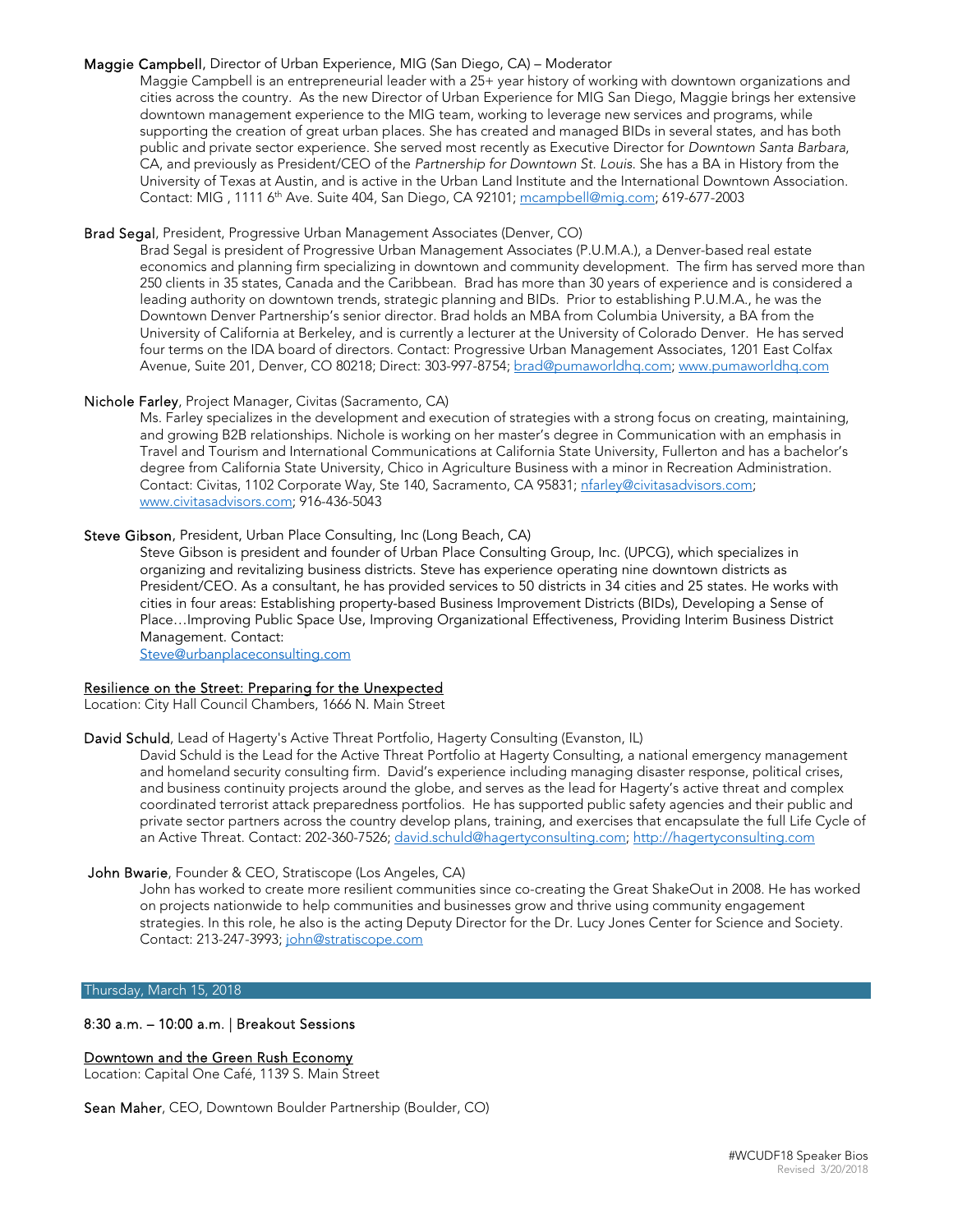**Maggie Campbell**, Director of Urban Experience, MIG (San Diego, CA) – Moderator

Maggie Campbell is an entrepreneurial leader with a 25+ year history of working with downtown organizations and cities across the country. As the new Director of Urban Experience for MIG San Diego, Maggie brings her extensive downtown management experience to the MIG team, working to leverage new services and programs, while supporting the creation of great urban places. She has created and managed BIDs in several states, and has both public and private sector experience. She served most recently as Executive Director for *Downtown Santa Barbara*, CA, and previously as President/CEO of the *Partnership for Downtown St. Louis.* She has a BA in History from the University of Texas at Austin, and is active in the Urban Land Institute and the International Downtown Association. Contact: MIG , 1111 6th Ave. Suite 404, San Diego, CA 92101; mcampbell@mig.com; 619-677-2003

**Brad Segal**, President, Progressive Urban Management Associates (Denver, CO)

Brad Segal is president of Progressive Urban Management Associates (P.U.M.A.), a Denver-based real estate economics and planning firm specializing in downtown and community development. The firm has served more than 250 clients in 35 states, Canada and the Caribbean. Brad has more than 30 years of experience and is considered a leading authority on downtown trends, strategic planning and BIDs. Prior to establishing P.U.M.A., he was the Downtown Denver Partnership's senior director. Brad holds an MBA from Columbia University, a BA from the University of California at Berkeley, and is currently a lecturer at the University of Colorado Denver. He has served four terms on the IDA board of directors. Contact: Progressive Urban Management Associates, 1201 East Colfax Avenue, Suite 201, Denver, CO 80218; Direct: 303-997-8754; brad@pumaworldhq.com; www.pumaworldhq.com

**Nichole Farley**, Project Manager, Civitas (Sacramento, CA)

Ms. Farley specializes in the development and execution of strategies with a strong focus on creating, maintaining, and growing B2B relationships. Nichole is working on her master's degree in Communication with an emphasis in Travel and Tourism and International Communications at California State University, Fullerton and has a bachelor's degree from California State University, Chico in Agriculture Business with a minor in Recreation Administration. Contact: Civitas, 1102 Corporate Way, Ste 140, Sacramento, CA 95831; nfarley@civitasadvisors.com; www.civitasadvisors.com; 916-436-5043

**Steve Gibson**, President, Urban Place Consulting, Inc (Long Beach, CA)

Steve Gibson is president and founder of Urban Place Consulting Group, Inc. (UPCG), which specializes in organizing and revitalizing business districts. Steve has experience operating nine downtown districts as President/CEO. As a consultant, he has provided services to 50 districts in 34 cities and 25 states. He works with cities in four areas: Establishing property-based Business Improvement Districts (BIDs), Developing a Sense of Place…Improving Public Space Use, Improving Organizational Effectiveness, Providing Interim Business District Management. Contact:
Steve@urbanplaceconsulting.com

<u>Resilience on the Street: Preparing for the Unexpected</u>
Location: City Hall Council Chambers, 1666 N. Main Street

**David Schuld**, Lead of Hagerty's Active Threat Portfolio, Hagerty Consulting (Evanston, IL)

David Schuld is the Lead for the Active Threat Portfolio at Hagerty Consulting, a national emergency management and homeland security consulting firm. David's experience including managing disaster response, political crises, and business continuity projects around the globe, and serves as the lead for Hagerty's active threat and complex coordinated terrorist attack preparedness portfolios. He has supported public safety agencies and their public and private sector partners across the country develop plans, training, and exercises that encapsulate the full Life Cycle of an Active Threat. Contact: 202-360-7526; david.schuld@hagertyconsulting.com; http://hagertyconsulting.com

**John Bwarie**, Founder & CEO, Stratiscope (Los Angeles, CA)

John has worked to create more resilient communities since co-creating the Great ShakeOut in 2008. He has worked on projects nationwide to help communities and businesses grow and thrive using community engagement strategies. In this role, he also is the acting Deputy Director for the Dr. Lucy Jones Center for Science and Society. Contact: 213-247-3993; john@stratiscope.com

## Thursday, March 15, 2018

### 8:30 a.m. – 10:00 a.m. | Breakout Sessions

<u>Downtown and the Green Rush Economy</u>
Location: Capital One Café, 1139 S. Main Street

**Sean Maher**, CEO, Downtown Boulder Partnership (Boulder, CO)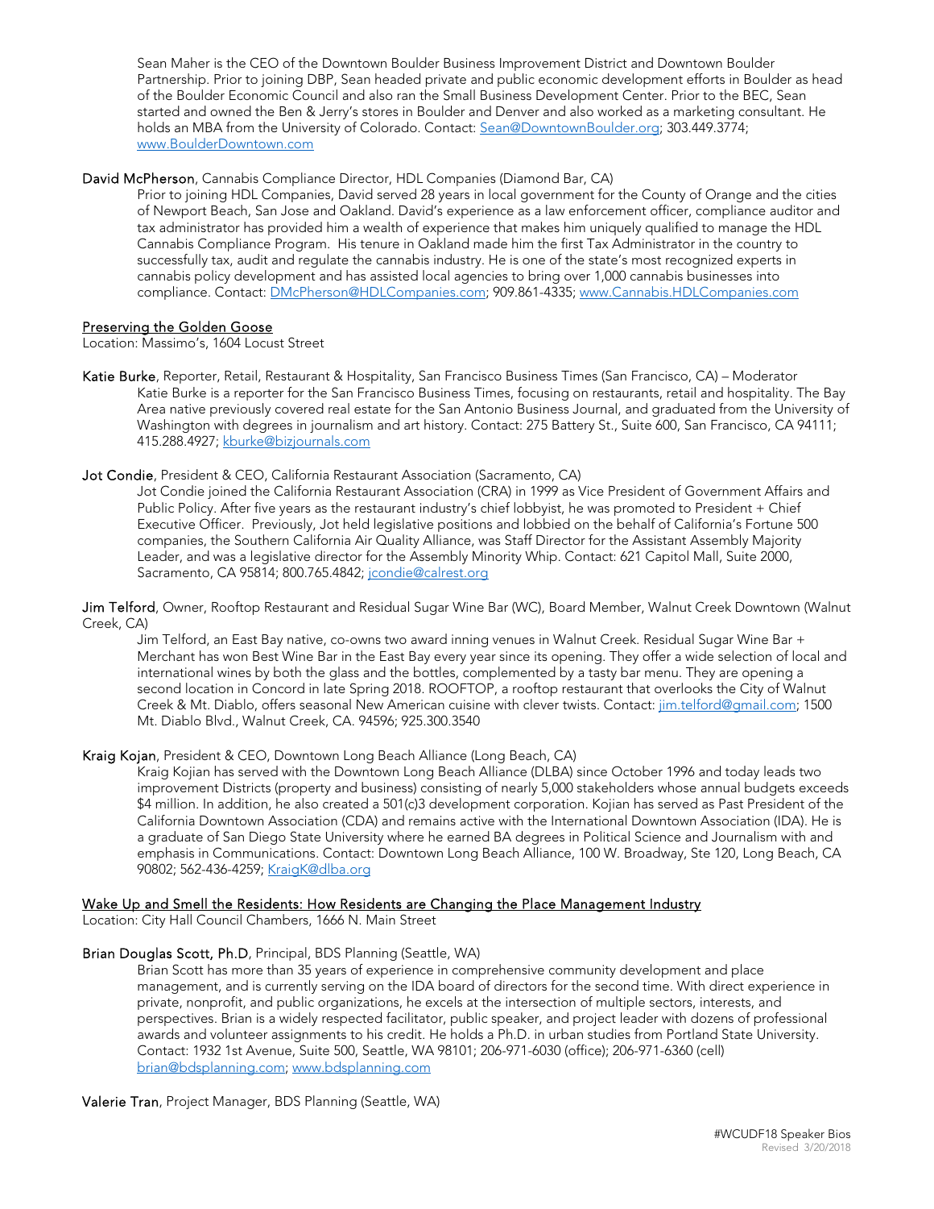Sean Maher is the CEO of the Downtown Boulder Business Improvement District and Downtown Boulder Partnership. Prior to joining DBP, Sean headed private and public economic development efforts in Boulder as head of the Boulder Economic Council and also ran the Small Business Development Center. Prior to the BEC, Sean started and owned the Ben & Jerry's stores in Boulder and Denver and also worked as a marketing consultant. He holds an MBA from the University of Colorado. Contact: [Sean@DowntownBoulder.org](mailto:Sean@DowntownBoulder.org); 303.449.3774; [www.BoulderDowntown.com](http://www.BoulderDowntown.com)

**David McPherson**, Cannabis Compliance Director, HDL Companies (Diamond Bar, CA)

Prior to joining HDL Companies, David served 28 years in local government for the County of Orange and the cities of Newport Beach, San Jose and Oakland. David's experience as a law enforcement officer, compliance auditor and tax administrator has provided him a wealth of experience that makes him uniquely qualified to manage the HDL Cannabis Compliance Program. His tenure in Oakland made him the first Tax Administrator in the country to successfully tax, audit and regulate the cannabis industry. He is one of the state's most recognized experts in cannabis policy development and has assisted local agencies to bring over 1,000 cannabis businesses into compliance. Contact: [DMcPherson@HDLCompanies.com](mailto:DMcPherson@HDLCompanies.com); 909.861-4335; [www.Cannabis.HDLCompanies.com](http://www.Cannabis.HDLCompanies.com)

## Preserving the Golden Goose

Location: Massimo's, 1604 Locust Street

**Katie Burke**, Reporter, Retail, Restaurant & Hospitality, San Francisco Business Times (San Francisco, CA) – Moderator

Katie Burke is a reporter for the San Francisco Business Times, focusing on restaurants, retail and hospitality. The Bay Area native previously covered real estate for the San Antonio Business Journal, and graduated from the University of Washington with degrees in journalism and art history. Contact: 275 Battery St., Suite 600, San Francisco, CA 94111; 415.288.4927; [kburke@bizjournals.com](mailto:kburke@bizjournals.com)

**Jot Condie**, President & CEO, California Restaurant Association (Sacramento, CA)

Jot Condie joined the California Restaurant Association (CRA) in 1999 as Vice President of Government Affairs and Public Policy. After five years as the restaurant industry's chief lobbyist, he was promoted to President + Chief Executive Officer. Previously, Jot held legislative positions and lobbied on the behalf of California's Fortune 500 companies, the Southern California Air Quality Alliance, was Staff Director for the Assistant Assembly Majority Leader, and was a legislative director for the Assembly Minority Whip. Contact: 621 Capitol Mall, Suite 2000, Sacramento, CA 95814; 800.765.4842; [jcondie@calrest.org](mailto:jcondie@calrest.org)

**Jim Telford**, Owner, Rooftop Restaurant and Residual Sugar Wine Bar (WC), Board Member, Walnut Creek Downtown (Walnut Creek, CA)

Jim Telford, an East Bay native, co-owns two award inning venues in Walnut Creek. Residual Sugar Wine Bar + Merchant has won Best Wine Bar in the East Bay every year since its opening. They offer a wide selection of local and international wines by both the glass and the bottles, complemented by a tasty bar menu. They are opening a second location in Concord in late Spring 2018. ROOFTOP, a rooftop restaurant that overlooks the City of Walnut Creek & Mt. Diablo, offers seasonal New American cuisine with clever twists. Contact: [jim.telford@gmail.com](mailto:jim.telford@gmail.com); 1500 Mt. Diablo Blvd., Walnut Creek, CA. 94596; 925.300.3540

**Kraig Kojan**, President & CEO, Downtown Long Beach Alliance (Long Beach, CA)

Kraig Kojian has served with the Downtown Long Beach Alliance (DLBA) since October 1996 and today leads two improvement Districts (property and business) consisting of nearly 5,000 stakeholders whose annual budgets exceeds $4 million. In addition, he also created a 501(c)3 development corporation. Kojian has served as Past President of the California Downtown Association (CDA) and remains active with the International Downtown Association (IDA). He is a graduate of San Diego State University where he earned BA degrees in Political Science and Journalism with and emphasis in Communications. Contact: Downtown Long Beach Alliance, 100 W. Broadway, Ste 120, Long Beach, CA 90802; 562-436-4259; [KraigK@dlba.org](mailto:KraigK@dlba.org)

## Wake Up and Smell the Residents: How Residents are Changing the Place Management Industry

Location: City Hall Council Chambers, 1666 N. Main Street

**Brian Douglas Scott, Ph.D**, Principal, BDS Planning (Seattle, WA)

Brian Scott has more than 35 years of experience in comprehensive community development and place management, and is currently serving on the IDA board of directors for the second time. With direct experience in private, nonprofit, and public organizations, he excels at the intersection of multiple sectors, interests, and perspectives. Brian is a widely respected facilitator, public speaker, and project leader with dozens of professional awards and volunteer assignments to his credit. He holds a Ph.D. in urban studies from Portland State University. Contact: 1932 1st Avenue, Suite 500, Seattle, WA 98101; 206-971-6030 (office); 206-971-6360 (cell) [brian@bdsplanning.com](mailto:brian@bdsplanning.com); [www.bdsplanning.com](http://www.bdsplanning.com)

**Valerie Tran**, Project Manager, BDS Planning (Seattle, WA)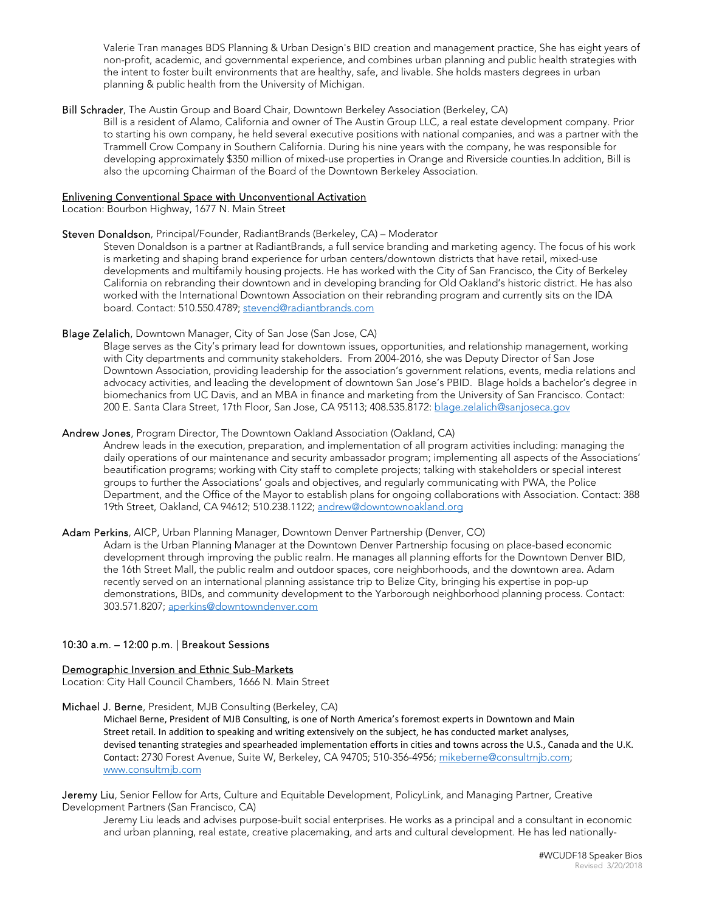Valerie Tran manages BDS Planning & Urban Design's BID creation and management practice, She has eight years of non-profit, academic, and governmental experience, and combines urban planning and public health strategies with the intent to foster built environments that are healthy, safe, and livable. She holds masters degrees in urban planning & public health from the University of Michigan.

**Bill Schrader**, The Austin Group and Board Chair, Downtown Berkeley Association (Berkeley, CA)

Bill is a resident of Alamo, California and owner of The Austin Group LLC, a real estate development company. Prior to starting his own company, he held several executive positions with national companies, and was a partner with the Trammell Crow Company in Southern California. During his nine years with the company, he was responsible for developing approximately $350 million of mixed-use properties in Orange and Riverside counties.In addition, Bill is also the upcoming Chairman of the Board of the Downtown Berkeley Association.

### Enlivening Conventional Space with Unconventional Activation

Location: Bourbon Highway, 1677 N. Main Street

**Steven Donaldson**, Principal/Founder, RadiantBrands (Berkeley, CA) – Moderator

Steven Donaldson is a partner at RadiantBrands, a full service branding and marketing agency. The focus of his work is marketing and shaping brand experience for urban centers/downtown districts that have retail, mixed-use developments and multifamily housing projects. He has worked with the City of San Francisco, the City of Berkeley California on rebranding their downtown and in developing branding for Old Oakland's historic district. He has also worked with the International Downtown Association on their rebranding program and currently sits on the IDA board. Contact: 510.550.4789; stevend@radiantbrands.com

**Blage Zelalich**, Downtown Manager, City of San Jose (San Jose, CA)

Blage serves as the City's primary lead for downtown issues, opportunities, and relationship management, working with City departments and community stakeholders. From 2004-2016, she was Deputy Director of San Jose Downtown Association, providing leadership for the association's government relations, events, media relations and advocacy activities, and leading the development of downtown San Jose's PBID. Blage holds a bachelor's degree in biomechanics from UC Davis, and an MBA in finance and marketing from the University of San Francisco. Contact: 200 E. Santa Clara Street, 17th Floor, San Jose, CA 95113; 408.535.8172: blage.zelalich@sanjoseca.gov

**Andrew Jones**, Program Director, The Downtown Oakland Association (Oakland, CA)

Andrew leads in the execution, preparation, and implementation of all program activities including: managing the daily operations of our maintenance and security ambassador program; implementing all aspects of the Associations' beautification programs; working with City staff to complete projects; talking with stakeholders or special interest groups to further the Associations' goals and objectives, and regularly communicating with PWA, the Police Department, and the Office of the Mayor to establish plans for ongoing collaborations with Association. Contact: 388 19th Street, Oakland, CA 94612; 510.238.1122; andrew@downtownoakland.org

**Adam Perkins**, AICP, Urban Planning Manager, Downtown Denver Partnership (Denver, CO)

Adam is the Urban Planning Manager at the Downtown Denver Partnership focusing on place-based economic development through improving the public realm. He manages all planning efforts for the Downtown Denver BID, the 16th Street Mall, the public realm and outdoor spaces, core neighborhoods, and the downtown area. Adam recently served on an international planning assistance trip to Belize City, bringing his expertise in pop-up demonstrations, BIDs, and community development to the Yarborough neighborhood planning process. Contact: 303.571.8207; aperkins@downtowndenver.com

## 10:30 a.m. – 12:00 p.m. | Breakout Sessions

### Demographic Inversion and Ethnic Sub-Markets

Location: City Hall Council Chambers, 1666 N. Main Street

**Michael J. Berne**, President, MJB Consulting (Berkeley, CA)

Michael Berne, President of MJB Consulting, is one of North America's foremost experts in Downtown and Main Street retail. In addition to speaking and writing extensively on the subject, he has conducted market analyses, devised tenanting strategies and spearheaded implementation efforts in cities and towns across the U.S., Canada and the U.K. Contact: 2730 Forest Avenue, Suite W, Berkeley, CA 94705; 510-356-4956; mikeberne@consultmjb.com; www.consultmjb.com

**Jeremy Liu**, Senior Fellow for Arts, Culture and Equitable Development, PolicyLink, and Managing Partner, Creative Development Partners (San Francisco, CA)

Jeremy Liu leads and advises purpose-built social enterprises. He works as a principal and a consultant in economic and urban planning, real estate, creative placemaking, and arts and cultural development. He has led nationally-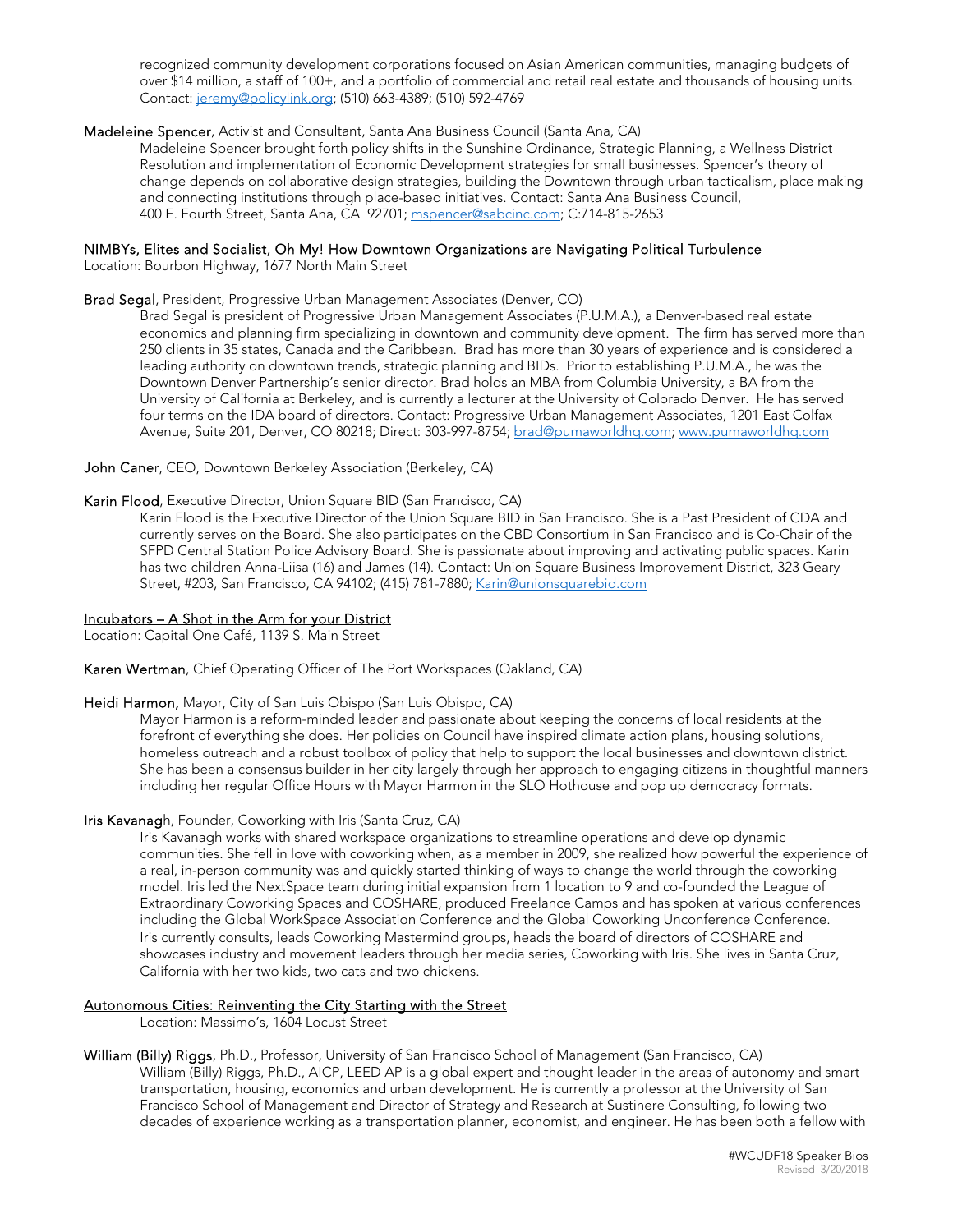recognized community development corporations focused on Asian American communities, managing budgets of over $14 million, a staff of 100+, and a portfolio of commercial and retail real estate and thousands of housing units. Contact: jeremy@policylink.org; (510) 663-4389; (510) 592-4769

**Madeleine Spencer**, Activist and Consultant, Santa Ana Business Council (Santa Ana, CA)

Madeleine Spencer brought forth policy shifts in the Sunshine Ordinance, Strategic Planning, a Wellness District Resolution and implementation of Economic Development strategies for small businesses. Spencer's theory of change depends on collaborative design strategies, building the Downtown through urban tacticalism, place making and connecting institutions through place-based initiatives. Contact: Santa Ana Business Council, 400 E. Fourth Street, Santa Ana, CA 92701; mspencer@sabcinc.com; C:714-815-2653

## NIMBYs, Elites and Socialist, Oh My! How Downtown Organizations are Navigating Political Turbulence

Location: Bourbon Highway, 1677 North Main Street

**Brad Segal**, President, Progressive Urban Management Associates (Denver, CO)

Brad Segal is president of Progressive Urban Management Associates (P.U.M.A.), a Denver-based real estate economics and planning firm specializing in downtown and community development. The firm has served more than 250 clients in 35 states, Canada and the Caribbean. Brad has more than 30 years of experience and is considered a leading authority on downtown trends, strategic planning and BIDs. Prior to establishing P.U.M.A., he was the Downtown Denver Partnership's senior director. Brad holds an MBA from Columbia University, a BA from the University of California at Berkeley, and is currently a lecturer at the University of Colorado Denver. He has served four terms on the IDA board of directors. Contact: Progressive Urban Management Associates, 1201 East Colfax Avenue, Suite 201, Denver, CO 80218; Direct: 303-997-8754; brad@pumaworldhq.com; www.pumaworldhq.com

**John Caner**, CEO, Downtown Berkeley Association (Berkeley, CA)

**Karin Flood**, Executive Director, Union Square BID (San Francisco, CA)

Karin Flood is the Executive Director of the Union Square BID in San Francisco. She is a Past President of CDA and currently serves on the Board. She also participates on the CBD Consortium in San Francisco and is Co-Chair of the SFPD Central Station Police Advisory Board. She is passionate about improving and activating public spaces. Karin has two children Anna-Liisa (16) and James (14). Contact: Union Square Business Improvement District, 323 Geary Street, #203, San Francisco, CA 94102; (415) 781-7880; Karin@unionsquarebid.com

## Incubators – A Shot in the Arm for your District

Location: Capital One Café, 1139 S. Main Street

**Karen Wertman**, Chief Operating Officer of The Port Workspaces (Oakland, CA)

**Heidi Harmon,** Mayor, City of San Luis Obispo (San Luis Obispo, CA)

Mayor Harmon is a reform-minded leader and passionate about keeping the concerns of local residents at the forefront of everything she does. Her policies on Council have inspired climate action plans, housing solutions, homeless outreach and a robust toolbox of policy that help to support the local businesses and downtown district. She has been a consensus builder in her city largely through her approach to engaging citizens in thoughtful manners including her regular Office Hours with Mayor Harmon in the SLO Hothouse and pop up democracy formats.

**Iris Kavanagh**, Founder, Coworking with Iris (Santa Cruz, CA)

Iris Kavanagh works with shared workspace organizations to streamline operations and develop dynamic communities. She fell in love with coworking when, as a member in 2009, she realized how powerful the experience of a real, in-person community was and quickly started thinking of ways to change the world through the coworking model. Iris led the NextSpace team during initial expansion from 1 location to 9 and co-founded the League of Extraordinary Coworking Spaces and COSHARE, produced Freelance Camps and has spoken at various conferences including the Global WorkSpace Association Conference and the Global Coworking Unconference Conference. Iris currently consults, leads Coworking Mastermind groups, heads the board of directors of COSHARE and showcases industry and movement leaders through her media series, Coworking with Iris. She lives in Santa Cruz, California with her two kids, two cats and two chickens.

## Autonomous Cities: Reinventing the City Starting with the Street

Location: Massimo's, 1604 Locust Street

**William (Billy) Riggs**, Ph.D., Professor, University of San Francisco School of Management (San Francisco, CA)

William (Billy) Riggs, Ph.D., AICP, LEED AP is a global expert and thought leader in the areas of autonomy and smart transportation, housing, economics and urban development. He is currently a professor at the University of San Francisco School of Management and Director of Strategy and Research at Sustinere Consulting, following two decades of experience working as a transportation planner, economist, and engineer. He has been both a fellow with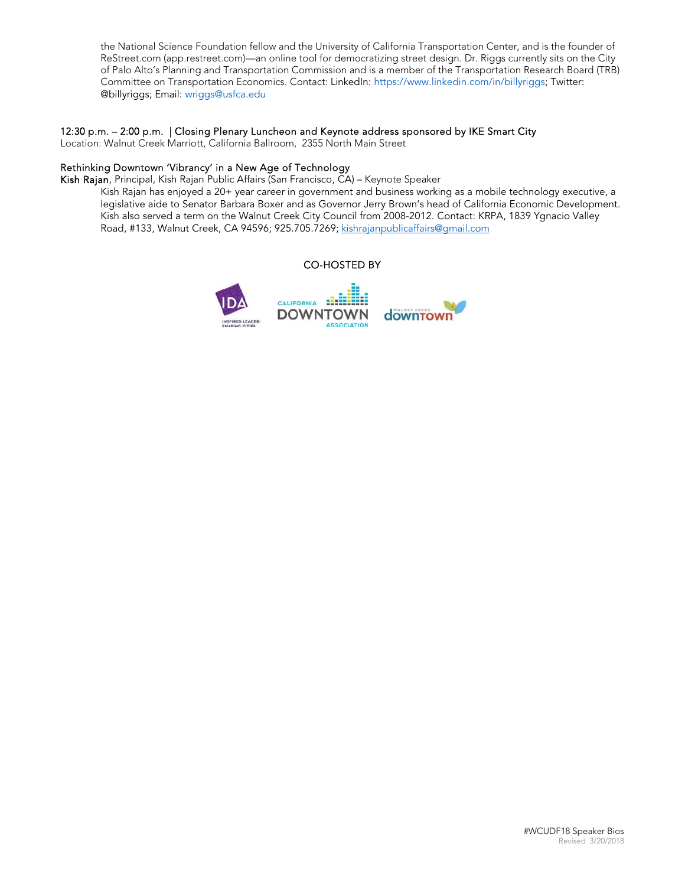the National Science Foundation fellow and the University of California Transportation Center, and is the founder of ReStreet.com (app.restreet.com)—an online tool for democratizing street design. Dr. Riggs currently sits on the City of Palo Alto's Planning and Transportation Commission and is a member of the Transportation Research Board (TRB) Committee on Transportation Economics. Contact: LinkedIn: https://www.linkedin.com/in/billyriggs; Twitter: @billyriggs; Email: wriggs@usfca.edu

12:30 p.m. – 2:00 p.m. | Closing Plenary Luncheon and Keynote address sponsored by IKE Smart City
Location: Walnut Creek Marriott, California Ballroom, 2355 North Main Street

Rethinking Downtown 'Vibrancy' in a New Age of Technology
**Kish Rajan**, Principal, Kish Rajan Public Affairs (San Francisco, CA) – Keynote Speaker

Kish Rajan has enjoyed a 20+ year career in government and business working as a mobile technology executive, a legislative aide to Senator Barbara Boxer and as Governor Jerry Brown's head of California Economic Development. Kish also served a term on the Walnut Creek City Council from 2008-2012. Contact: KRPA, 1839 Ygnacio Valley Road, #133, Walnut Creek, CA 94596; 925.705.7269; kishrajanpublicaffairs@gmail.com

CO-HOSTED BY

IDA INSPIRED LEADER! SHAPING CITIES

CALIFORNIA DOWNTOWN ASSOCIATION

WALNUT CREEK downtown